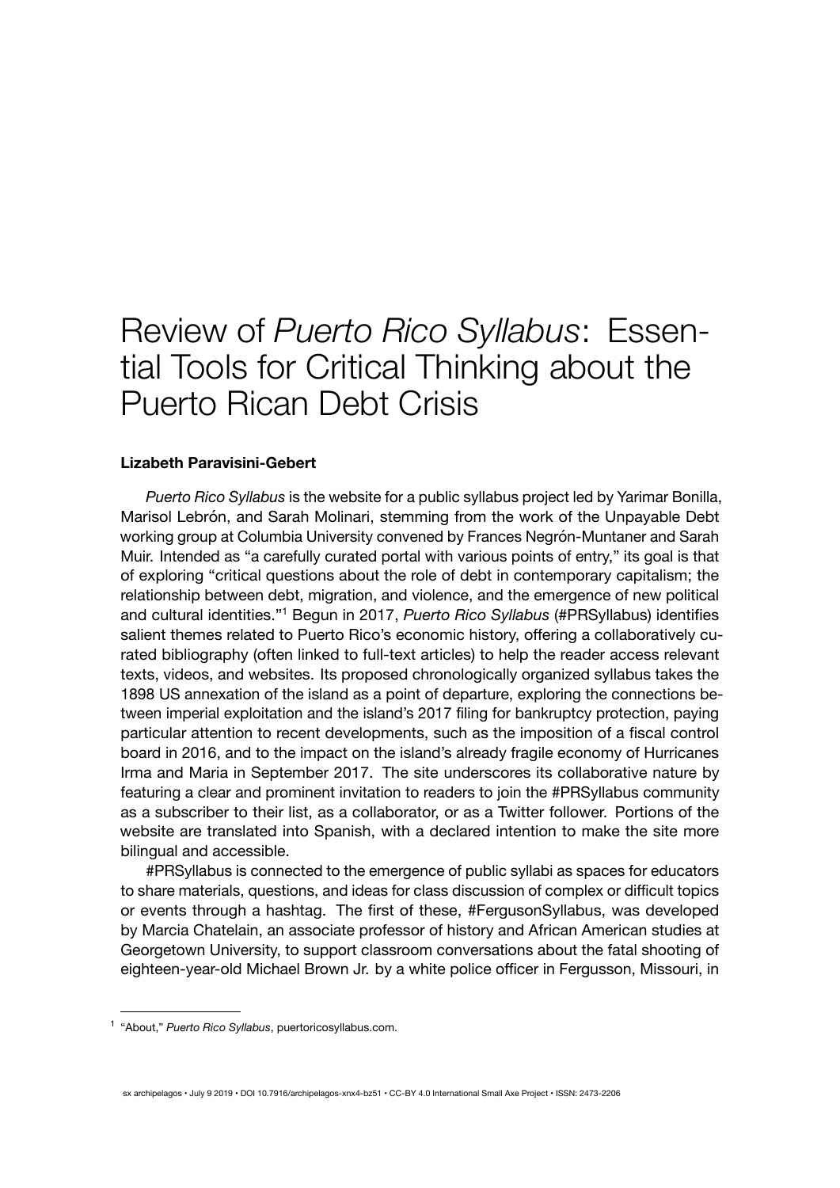# Review of *Puerto Rico Syllabus*: Essential Tools for Critical Thinking about the Puerto Rican Debt Crisis

**Lizabeth Paravisini-Gebert**

*Puerto Rico Syllabus* is the website for a public syllabus project led by Yarimar Bonilla, Marisol Lebrón, and Sarah Molinari, stemming from the work of the Unpayable Debt working group at Columbia University convened by Frances Negrón-Muntaner and Sarah Muir. Intended as "a carefully curated portal with various points of entry," its goal is that of exploring "critical questions about the role of debt in contemporary capitalism; the relationship between debt, migration, and violence, and the emergence of new political and cultural identities."[1] Begun in 2017, *Puerto Rico Syllabus* (#PRSyllabus) identifies salient themes related to Puerto Rico's economic history, offering a collaboratively curated bibliography (often linked to full-text articles) to help the reader access relevant texts, videos, and websites. Its proposed chronologically organized syllabus takes the 1898 US annexation of the island as a point of departure, exploring the connections between imperial exploitation and the island's 2017 filing for bankruptcy protection, paying particular attention to recent developments, such as the imposition of a fiscal control board in 2016, and to the impact on the island's already fragile economy of Hurricanes Irma and Maria in September 2017. The site underscores its collaborative nature by featuring a clear and prominent invitation to readers to join the #PRSyllabus community as a subscriber to their list, as a collaborator, or as a Twitter follower. Portions of the website are translated into Spanish, with a declared intention to make the site more bilingual and accessible.

#PRSyllabus is connected to the emergence of public syllabi as spaces for educators to share materials, questions, and ideas for class discussion of complex or difficult topics or events through a hashtag. The first of these, #FergusonSyllabus, was developed by Marcia Chatelain, an associate professor of history and African American studies at Georgetown University, to support classroom conversations about the fatal shooting of eighteen-year-old Michael Brown Jr. by a white police officer in Fergusson, Missouri, in

---

[1] "About," *Puerto Rico Syllabus*, puertoricosyllabus.com.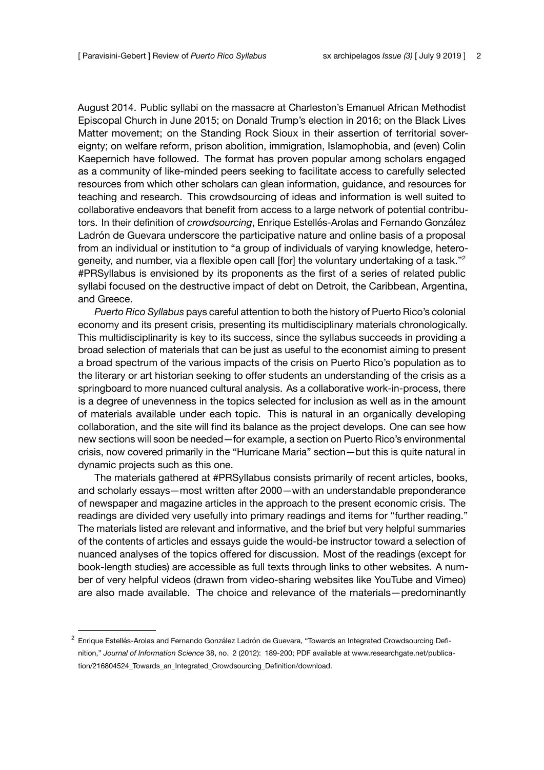August 2014. Public syllabi on the massacre at Charleston's Emanuel African Methodist Episcopal Church in June 2015; on Donald Trump's election in 2016; on the Black Lives Matter movement; on the Standing Rock Sioux in their assertion of territorial sovereignty; on welfare reform, prison abolition, immigration, Islamophobia, and (even) Colin Kaepernich have followed. The format has proven popular among scholars engaged as a community of like-minded peers seeking to facilitate access to carefully selected resources from which other scholars can glean information, guidance, and resources for teaching and research. This crowdsourcing of ideas and information is well suited to collaborative endeavors that benefit from access to a large network of potential contributors. In their definition of *crowdsourcing*, Enrique Estellés-Arolas and Fernando González Ladrón de Guevara underscore the participative nature and online basis of a proposal from an individual or institution to "a group of individuals of varying knowledge, heterogeneity, and number, via a flexible open call [for] the voluntary undertaking of a task."[2] #PRSyllabus is envisioned by its proponents as the first of a series of related public syllabi focused on the destructive impact of debt on Detroit, the Caribbean, Argentina, and Greece.

*Puerto Rico Syllabus* pays careful attention to both the history of Puerto Rico's colonial economy and its present crisis, presenting its multidisciplinary materials chronologically. This multidisciplinarity is key to its success, since the syllabus succeeds in providing a broad selection of materials that can be just as useful to the economist aiming to present a broad spectrum of the various impacts of the crisis on Puerto Rico's population as to the literary or art historian seeking to offer students an understanding of the crisis as a springboard to more nuanced cultural analysis. As a collaborative work-in-process, there is a degree of unevenness in the topics selected for inclusion as well as in the amount of materials available under each topic. This is natural in an organically developing collaboration, and the site will find its balance as the project develops. One can see how new sections will soon be needed—for example, a section on Puerto Rico's environmental crisis, now covered primarily in the "Hurricane Maria" section—but this is quite natural in dynamic projects such as this one.

The materials gathered at #PRSyllabus consists primarily of recent articles, books, and scholarly essays—most written after 2000—with an understandable preponderance of newspaper and magazine articles in the approach to the present economic crisis. The readings are divided very usefully into primary readings and items for "further reading." The materials listed are relevant and informative, and the brief but very helpful summaries of the contents of articles and essays guide the would-be instructor toward a selection of nuanced analyses of the topics offered for discussion. Most of the readings (except for book-length studies) are accessible as full texts through links to other websites. A number of very helpful videos (drawn from video-sharing websites like YouTube and Vimeo) are also made available. The choice and relevance of the materials—predominantly

[2] Enrique Estellés-Arolas and Fernando González Ladrón de Guevara, "Towards an Integrated Crowdsourcing Definition," *Journal of Information Science* 38, no. 2 (2012): 189-200; PDF available at www.researchgate.net/publication/216804524_Towards_an_Integrated_Crowdsourcing_Definition/download.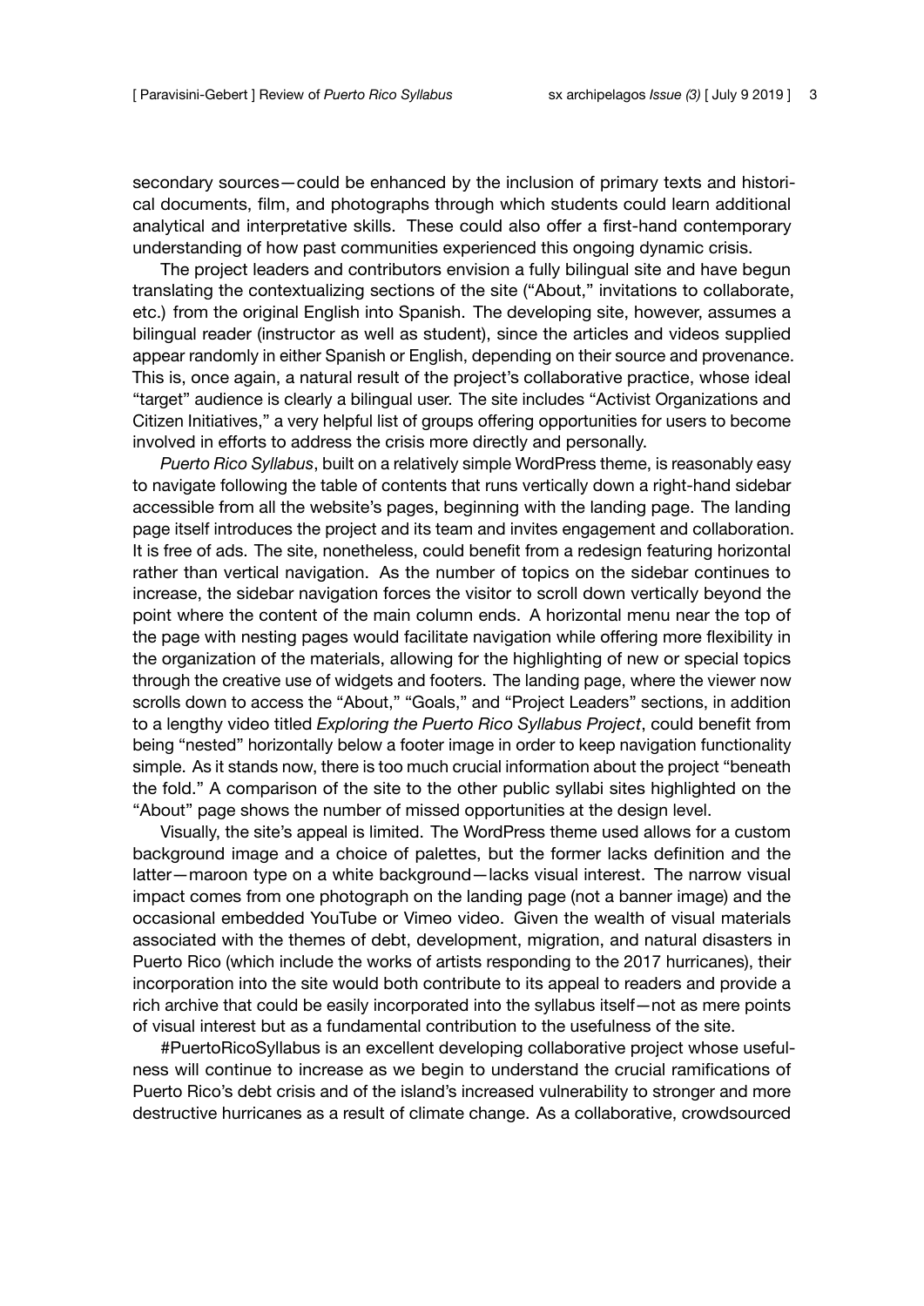secondary sources—could be enhanced by the inclusion of primary texts and historical documents, film, and photographs through which students could learn additional analytical and interpretative skills. These could also offer a first-hand contemporary understanding of how past communities experienced this ongoing dynamic crisis.

The project leaders and contributors envision a fully bilingual site and have begun translating the contextualizing sections of the site ("About," invitations to collaborate, etc.) from the original English into Spanish. The developing site, however, assumes a bilingual reader (instructor as well as student), since the articles and videos supplied appear randomly in either Spanish or English, depending on their source and provenance. This is, once again, a natural result of the project's collaborative practice, whose ideal "target" audience is clearly a bilingual user. The site includes "Activist Organizations and Citizen Initiatives," a very helpful list of groups offering opportunities for users to become involved in efforts to address the crisis more directly and personally.

*Puerto Rico Syllabus*, built on a relatively simple WordPress theme, is reasonably easy to navigate following the table of contents that runs vertically down a right-hand sidebar accessible from all the website's pages, beginning with the landing page. The landing page itself introduces the project and its team and invites engagement and collaboration. It is free of ads. The site, nonetheless, could benefit from a redesign featuring horizontal rather than vertical navigation. As the number of topics on the sidebar continues to increase, the sidebar navigation forces the visitor to scroll down vertically beyond the point where the content of the main column ends. A horizontal menu near the top of the page with nesting pages would facilitate navigation while offering more flexibility in the organization of the materials, allowing for the highlighting of new or special topics through the creative use of widgets and footers. The landing page, where the viewer now scrolls down to access the "About," "Goals," and "Project Leaders" sections, in addition to a lengthy video titled *Exploring the Puerto Rico Syllabus Project*, could benefit from being "nested" horizontally below a footer image in order to keep navigation functionality simple. As it stands now, there is too much crucial information about the project "beneath the fold." A comparison of the site to the other public syllabi sites highlighted on the "About" page shows the number of missed opportunities at the design level.

Visually, the site's appeal is limited. The WordPress theme used allows for a custom background image and a choice of palettes, but the former lacks definition and the latter—maroon type on a white background—lacks visual interest. The narrow visual impact comes from one photograph on the landing page (not a banner image) and the occasional embedded YouTube or Vimeo video. Given the wealth of visual materials associated with the themes of debt, development, migration, and natural disasters in Puerto Rico (which include the works of artists responding to the 2017 hurricanes), their incorporation into the site would both contribute to its appeal to readers and provide a rich archive that could be easily incorporated into the syllabus itself—not as mere points of visual interest but as a fundamental contribution to the usefulness of the site.

#PuertoRicoSyllabus is an excellent developing collaborative project whose usefulness will continue to increase as we begin to understand the crucial ramifications of Puerto Rico's debt crisis and of the island's increased vulnerability to stronger and more destructive hurricanes as a result of climate change. As a collaborative, crowdsourced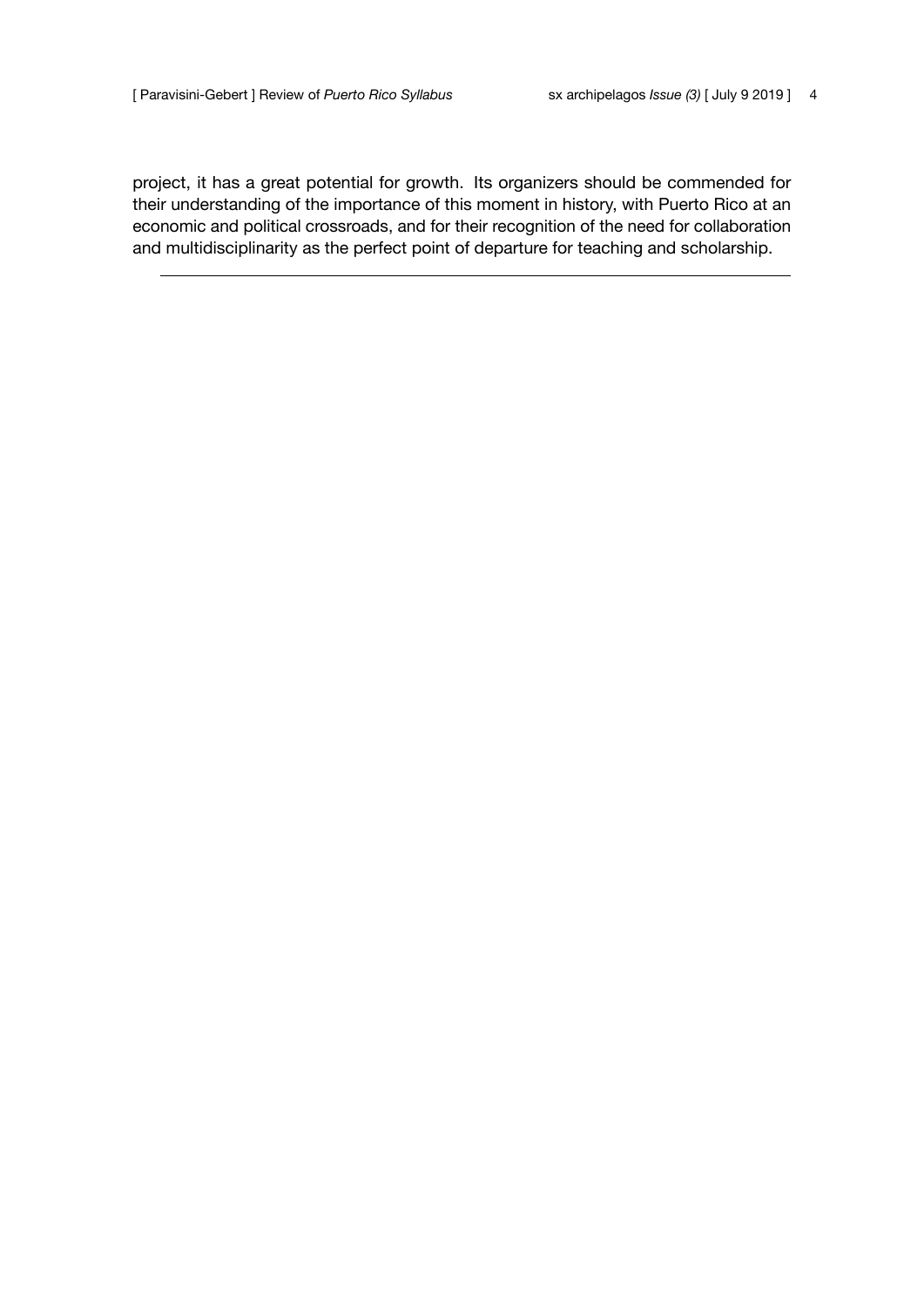project, it has a great potential for growth. Its organizers should be commended for their understanding of the importance of this moment in history, with Puerto Rico at an economic and political crossroads, and for their recognition of the need for collaboration and multidisciplinarity as the perfect point of departure for teaching and scholarship.

---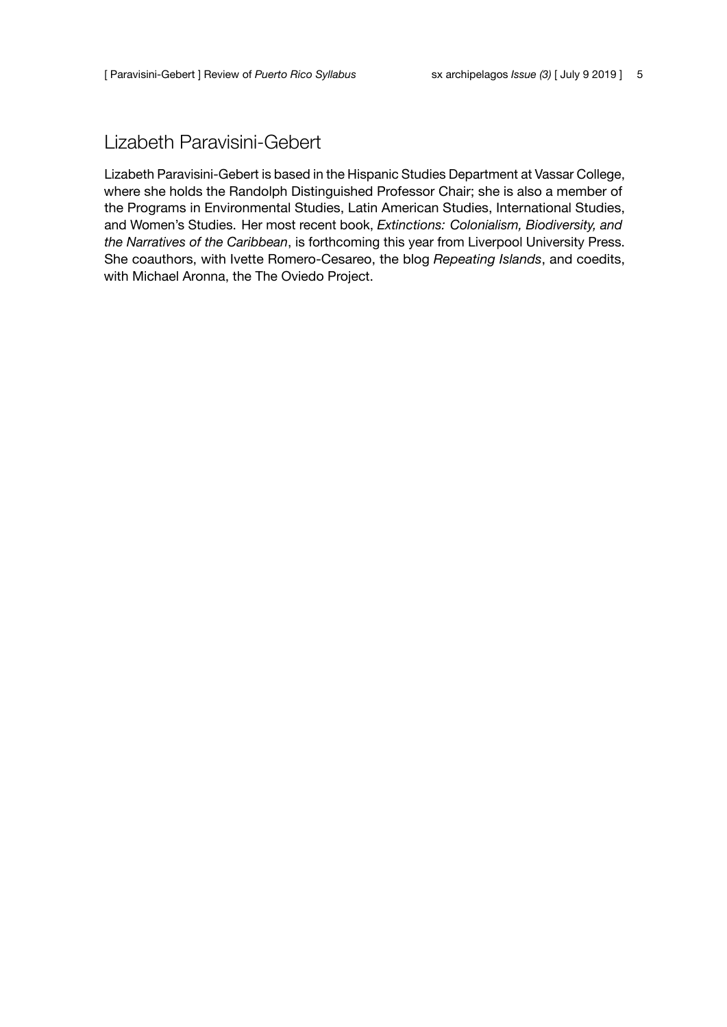## Lizabeth Paravisini-Gebert

Lizabeth Paravisini-Gebert is based in the Hispanic Studies Department at Vassar College, where she holds the Randolph Distinguished Professor Chair; she is also a member of the Programs in Environmental Studies, Latin American Studies, International Studies, and Women's Studies. Her most recent book, *Extinctions: Colonialism, Biodiversity, and the Narratives of the Caribbean*, is forthcoming this year from Liverpool University Press. She coauthors, with Ivette Romero-Cesareo, the blog *Repeating Islands*, and coedits, with Michael Aronna, the The Oviedo Project.